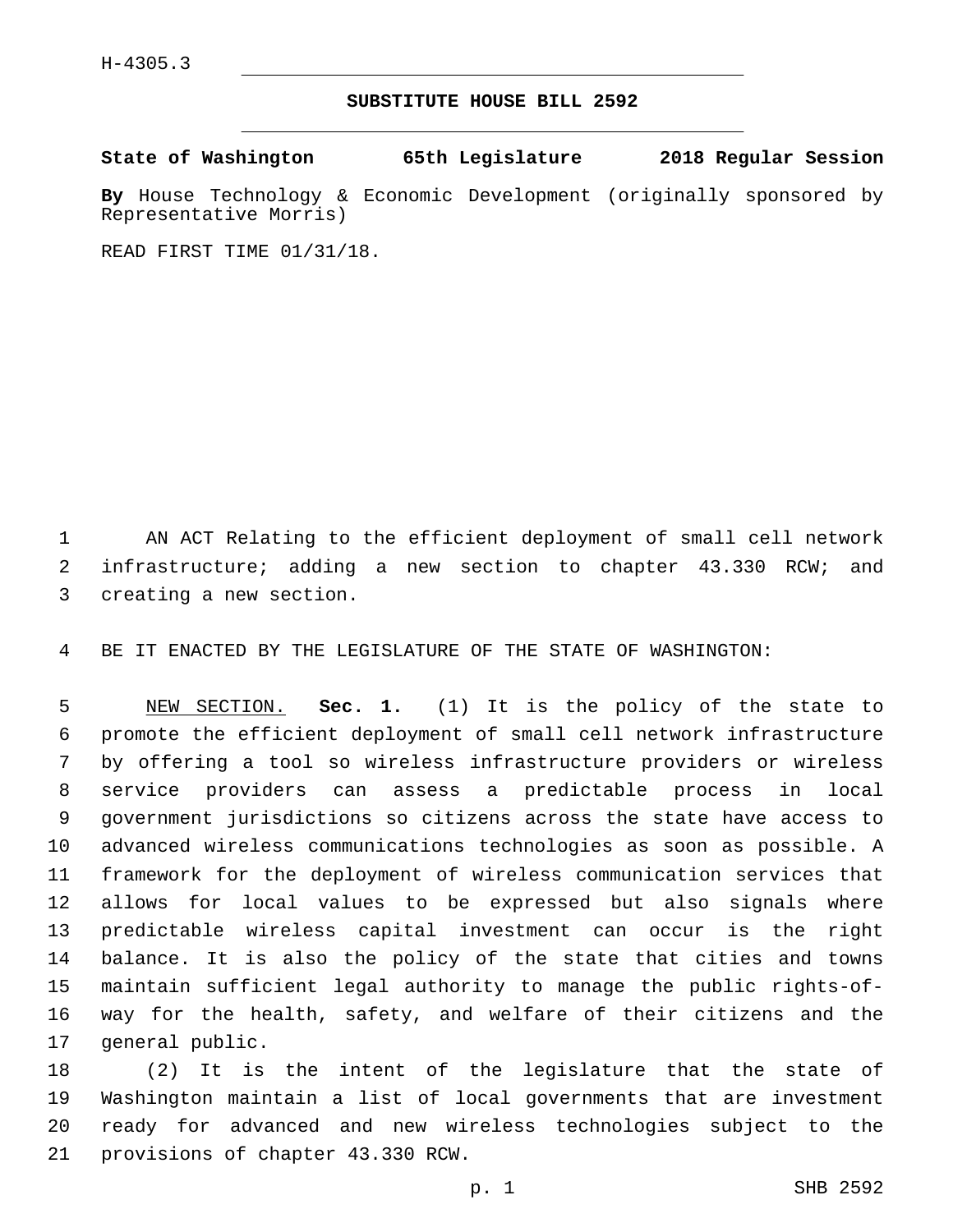H-4305.3

# SUBSTITUTE HOUSE BILL 2592

**State of Washington 65th Legislature 2018 Regular Session**

**By** House Technology & Economic Development (originally sponsored by Representative Morris)

READ FIRST TIME 01/31/18.

AN ACT Relating to the efficient deployment of small cell network infrastructure; adding a new section to chapter 43.330 RCW; and creating a new section.

BE IT ENACTED BY THE LEGISLATURE OF THE STATE OF WASHINGTON:

NEW SECTION. **Sec. 1.** (1) It is the policy of the state to promote the efficient deployment of small cell network infrastructure by offering a tool so wireless infrastructure providers or wireless service providers can assess a predictable process in local government jurisdictions so citizens across the state have access to advanced wireless communications technologies as soon as possible. A framework for the deployment of wireless communication services that allows for local values to be expressed but also signals where predictable wireless capital investment can occur is the right balance. It is also the policy of the state that cities and towns maintain sufficient legal authority to manage the public rights-of-way for the health, safety, and welfare of their citizens and the general public.

(2) It is the intent of the legislature that the state of Washington maintain a list of local governments that are investment ready for advanced and new wireless technologies subject to the provisions of chapter 43.330 RCW.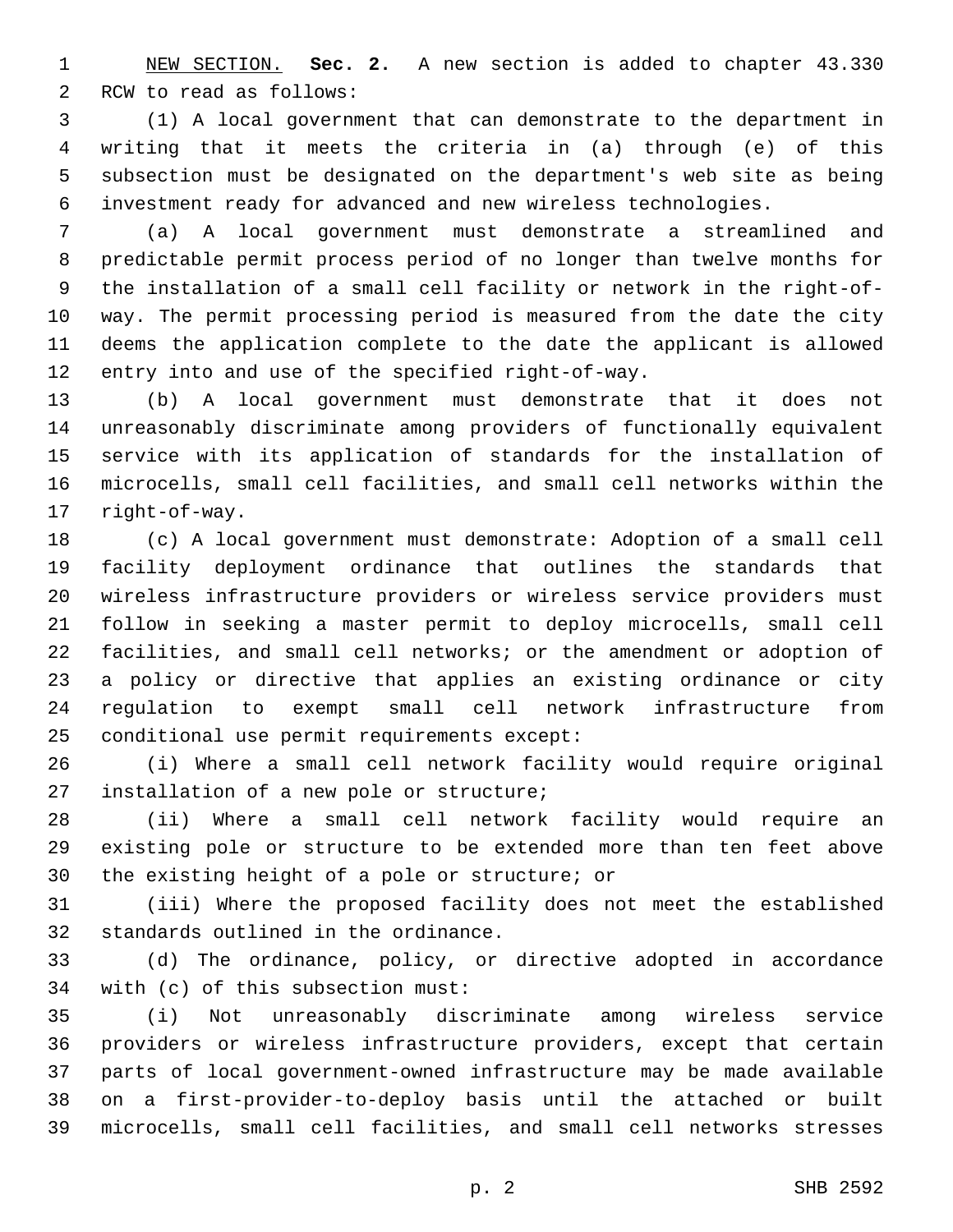NEW SECTION. **Sec. 2.** A new section is added to chapter 43.330 RCW to read as follows:

(1) A local government that can demonstrate to the department in writing that it meets the criteria in (a) through (e) of this subsection must be designated on the department's web site as being investment ready for advanced and new wireless technologies.

(a) A local government must demonstrate a streamlined and predictable permit process period of no longer than twelve months for the installation of a small cell facility or network in the right-of-way. The permit processing period is measured from the date the city deems the application complete to the date the applicant is allowed entry into and use of the specified right-of-way.

(b) A local government must demonstrate that it does not unreasonably discriminate among providers of functionally equivalent service with its application of standards for the installation of microcells, small cell facilities, and small cell networks within the right-of-way.

(c) A local government must demonstrate: Adoption of a small cell facility deployment ordinance that outlines the standards that wireless infrastructure providers or wireless service providers must follow in seeking a master permit to deploy microcells, small cell facilities, and small cell networks; or the amendment or adoption of a policy or directive that applies an existing ordinance or city regulation to exempt small cell network infrastructure from conditional use permit requirements except:

(i) Where a small cell network facility would require original installation of a new pole or structure;

(ii) Where a small cell network facility would require an existing pole or structure to be extended more than ten feet above the existing height of a pole or structure; or

(iii) Where the proposed facility does not meet the established standards outlined in the ordinance.

(d) The ordinance, policy, or directive adopted in accordance with (c) of this subsection must:

(i) Not unreasonably discriminate among wireless service providers or wireless infrastructure providers, except that certain parts of local government-owned infrastructure may be made available on a first-provider-to-deploy basis until the attached or built microcells, small cell facilities, and small cell networks stresses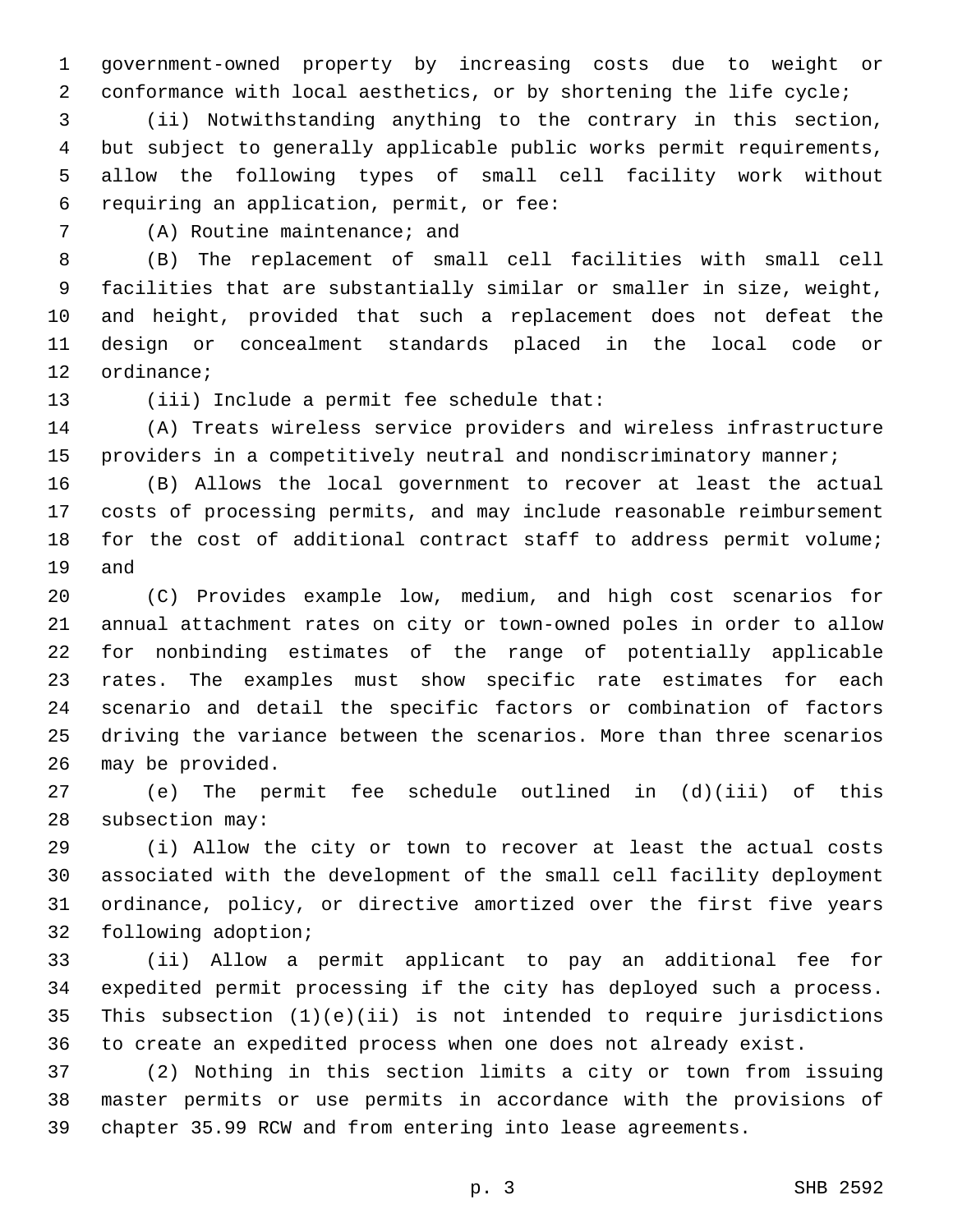government-owned property by increasing costs due to weight or conformance with local aesthetics, or by shortening the life cycle;

(ii) Notwithstanding anything to the contrary in this section, but subject to generally applicable public works permit requirements, allow the following types of small cell facility work without requiring an application, permit, or fee:

(A) Routine maintenance; and

(B) The replacement of small cell facilities with small cell facilities that are substantially similar or smaller in size, weight, and height, provided that such a replacement does not defeat the design or concealment standards placed in the local code or ordinance;

(iii) Include a permit fee schedule that:

(A) Treats wireless service providers and wireless infrastructure providers in a competitively neutral and nondiscriminatory manner;

(B) Allows the local government to recover at least the actual costs of processing permits, and may include reasonable reimbursement for the cost of additional contract staff to address permit volume; and

(C) Provides example low, medium, and high cost scenarios for annual attachment rates on city or town-owned poles in order to allow for nonbinding estimates of the range of potentially applicable rates. The examples must show specific rate estimates for each scenario and detail the specific factors or combination of factors driving the variance between the scenarios. More than three scenarios may be provided.

(e) The permit fee schedule outlined in (d)(iii) of this subsection may:

(i) Allow the city or town to recover at least the actual costs associated with the development of the small cell facility deployment ordinance, policy, or directive amortized over the first five years following adoption;

(ii) Allow a permit applicant to pay an additional fee for expedited permit processing if the city has deployed such a process. This subsection (1)(e)(ii) is not intended to require jurisdictions to create an expedited process when one does not already exist.

(2) Nothing in this section limits a city or town from issuing master permits or use permits in accordance with the provisions of chapter 35.99 RCW and from entering into lease agreements.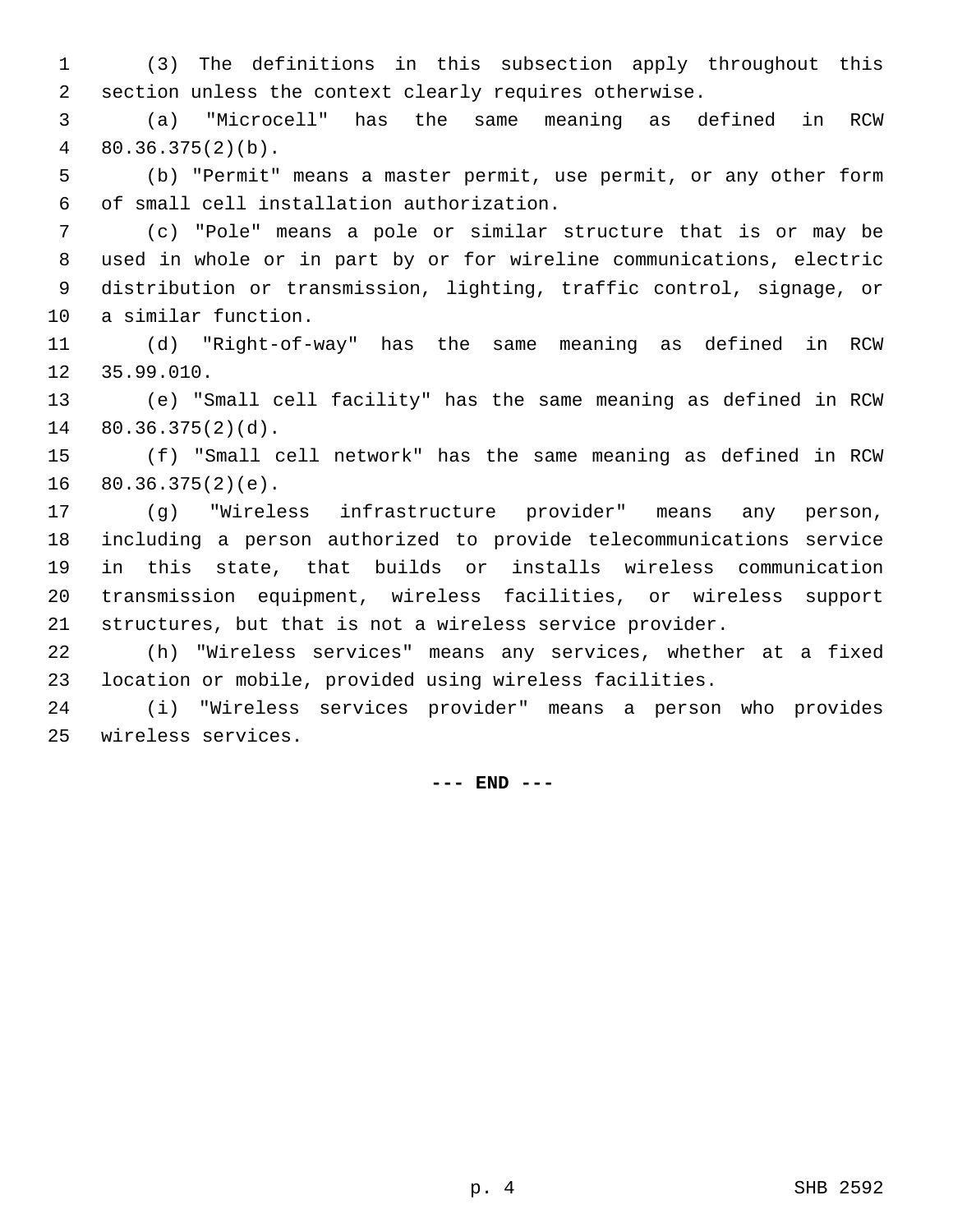(3) The definitions in this subsection apply throughout this section unless the context clearly requires otherwise.

(a) "Microcell" has the same meaning as defined in RCW 80.36.375(2)(b).

(b) "Permit" means a master permit, use permit, or any other form of small cell installation authorization.

(c) "Pole" means a pole or similar structure that is or may be used in whole or in part by or for wireline communications, electric distribution or transmission, lighting, traffic control, signage, or a similar function.

(d) "Right-of-way" has the same meaning as defined in RCW 35.99.010.

(e) "Small cell facility" has the same meaning as defined in RCW 80.36.375(2)(d).

(f) "Small cell network" has the same meaning as defined in RCW 80.36.375(2)(e).

(g) "Wireless infrastructure provider" means any person, including a person authorized to provide telecommunications service in this state, that builds or installs wireless communication transmission equipment, wireless facilities, or wireless support structures, but that is not a wireless service provider.

(h) "Wireless services" means any services, whether at a fixed location or mobile, provided using wireless facilities.

(i) "Wireless services provider" means a person who provides wireless services.

**--- END ---**